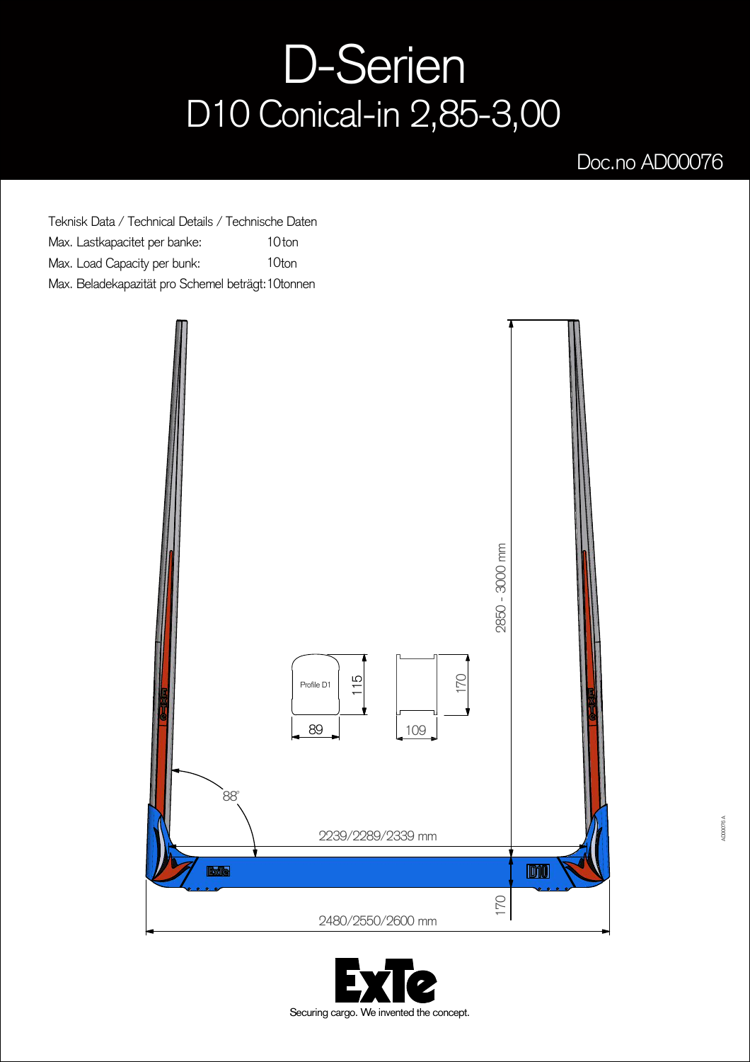# D-Serien

## D10 Conical-in 2,85-3,00

Doc.no AD00076

Teknisk Data / Technical Details / Technische Daten

| | |
|---|---|
| Max. Lastkapacitet per banke: | 10 ton |
| Max. Load Capacity per bunk: | 10ton |
| Max. Beladekapazität pro Schemel beträgt: | 10tonnen |

2850 - 3000 mm

Profile D1

115

89

170

109

88°

2239/2289/2339 mm

170

2480/2550/2600 mm

ExTe

Securing cargo. We invented the concept.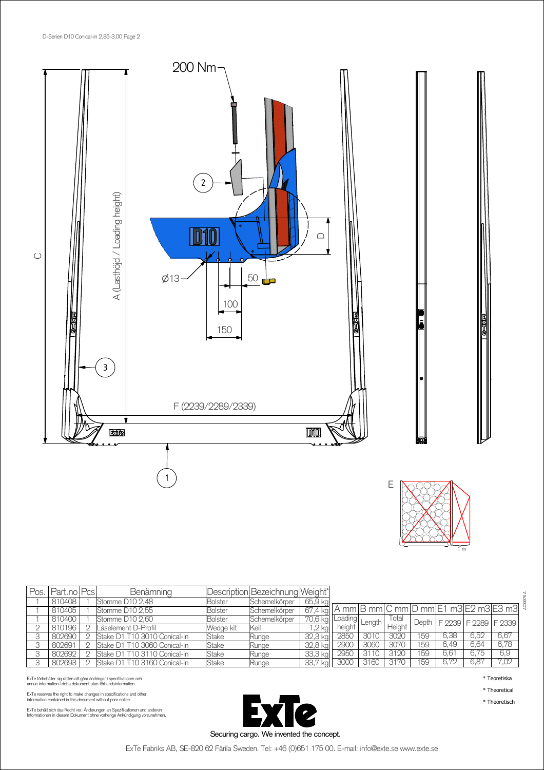D-Serien D10 Conical-in 2,85-3,00 Page 2

200 Nm

A (Lasthöjd / Loading height)

C

D

Ø13

50

100

150

F (2239/2289/2339)

E

1 m

| Pos. | Part.no | Pcs | Benämning | Description | Bezeichnung | Weight* |
|---|---|---|---|---|---|---|
| 1 | 810408 | 1 | Stomme D10 2,48 | Bolster | Schemelkörper | 65,9 kg |
| 1 | 810405 | 1 | Stomme D10 2,55 | Bolster | Schemelkörper | 67,4 kg |
| 1 | 810400 | 1 | Stomme D10 2,60 | Bolster | Schemelkörper | 70,6 kg |
| 2 | 810196 | 2 | Låselement D-Profil | Wedge kit | Keil | 1,2 kg |
| 3 | 802690 | 2 | Stake D1 T10 3010 Conical-in | Stake | Runge | 32,3 kg |
| 3 | 802691 | 2 | Stake D1 T10 3060 Conical-in | Stake | Runge | 32,8 kg |
| 3 | 802692 | 2 | Stake D1 T10 3110 Conical-in | Stake | Runge | 33,3 kg |
| 3 | 802693 | 2 | Stake D1 T10 3160 Conical-in | Stake | Runge | 33,7 kg |

| A mm | B mm | C mm | D mm | E1 m3 | E2 m3 | E3 m3 |
|---|---|---|---|---|---|---|
| Loading height | Length | Total Height | Depth | F 2239 | F 2289 | F 2339 |
| 2850 | 3010 | 3020 | 159 | 6,38 | 6,52 | 6,67 |
| 2900 | 3060 | 3070 | 159 | 6,49 | 6,64 | 6,78 |
| 2950 | 3110 | 3120 | 159 | 6,61 | 6,75 | 6,9 |
| 3000 | 3160 | 3170 | 159 | 6,72 | 6,87 | 7,02 |

ExTe förbehåller sig rätten att göra ändringar i specifikationer och annan information i detta dokument utan förhandsinformation.

ExTe reserves the right to make changes in specifications and other information contained in this document without prior notice.

ExTe behält sich das Recht vor, Änderungen an Spezifikationen und anderen Informationen in diesem Dokument ohne vorherige Ankündigung vorzunehmen.

\* Teoretiska

\* Theoretical

\* Theoretisch

Securing cargo. We invented the concept.

ExTe Fabriks AB, SE-820 62 Färila Sweden. Tel: +46 (0)651 175 00. E-mail: info@exte.se www.exte.se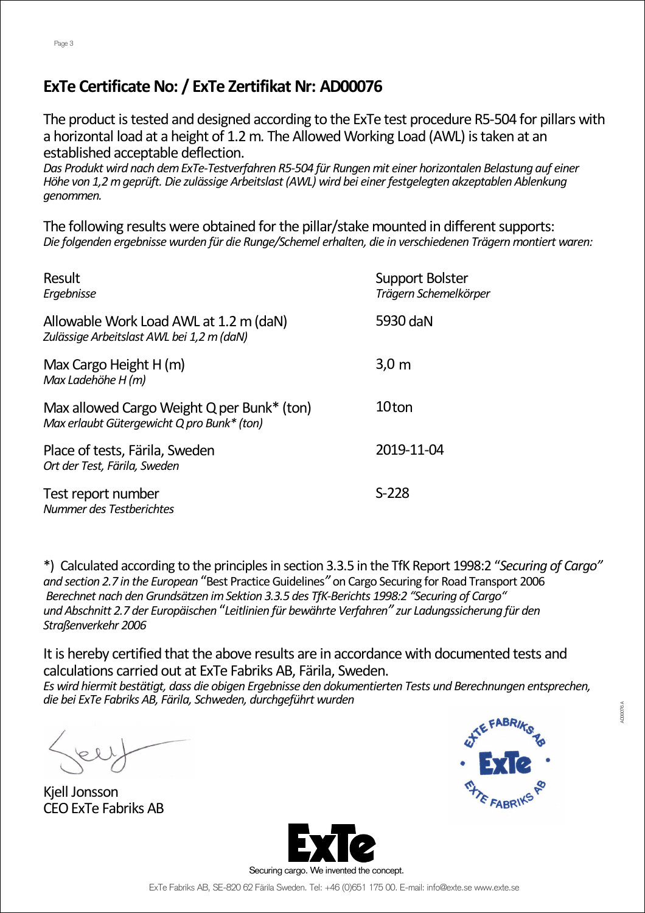## ExTe Certificate No: / ExTe Zertifikat Nr: AD00076

The product is tested and designed according to the ExTe test procedure R5-504 for pillars with a horizontal load at a height of 1.2 m. The Allowed Working Load (AWL) is taken at an established acceptable deflection.
*Das Produkt wird nach dem ExTe-Testverfahren R5-504 für Rungen mit einer horizontalen Belastung auf einer Höhe von 1,2 m geprüft. Die zulässige Arbeitslast (AWL) wird bei einer festgelegten akzeptablen Ablenkung genommen.*

The following results were obtained for the pillar/stake mounted in different supports:
*Die folgenden ergebnisse wurden für die Runge/Schemel erhalten, die in verschiedenen Trägern montiert waren:*

| Result<br>*Ergebnisse* | Support Bolster<br>*Trägern Schemelkörper* |
|---|---|
| Allowable Work Load AWL at 1.2 m (daN)<br>*Zulässige Arbeitslast AWL bei 1,2 m (daN)* | 5930 daN |
| Max Cargo Height H (m)<br>*Max Ladehöhe H (m)* | 3,0 m |
| Max allowed Cargo Weight Q per Bunk* (ton)<br>*Max erlaubt Gütergewicht Q pro Bunk* (ton)* | 10ton |
| Place of tests, Färila, Sweden<br>*Ort der Test, Färila, Sweden* | 2019-11-04 |
| Test report number<br>*Nummer des Testberichtes* | S-228 |

*) Calculated according to the principles in section 3.3.5 in the TfK Report 1998:2 "*Securing of Cargo" and section 2.7 in the European* "Best Practice Guidelines" on Cargo Securing for Road Transport 2006
*Berechnet nach den Grundsätzen im Sektion 3.3.5 des TfK-Berichts 1998:2 "Securing of Cargo" und Abschnitt 2.7 der Europäischen "Leitlinien für bewährte Verfahren" zur Ladungssicherung für den Straßenverkehr 2006*

It is hereby certified that the above results are in accordance with documented tests and calculations carried out at ExTe Fabriks AB, Färila, Sweden.
*Es wird hiermit bestätigt, dass die obigen Ergebnisse den dokumentierten Tests und Berechnungen entsprechen, die bei ExTe Fabriks AB, Färila, Schweden, durchgeführt wurden*

Kjell Jonsson
CEO ExTe Fabriks AB

Securing cargo. We invented the concept.

ExTe Fabriks AB, SE-820 62 Färila Sweden. Tel: +46 (0)651 175 00. E-mail: info@exte.se www.exte.se